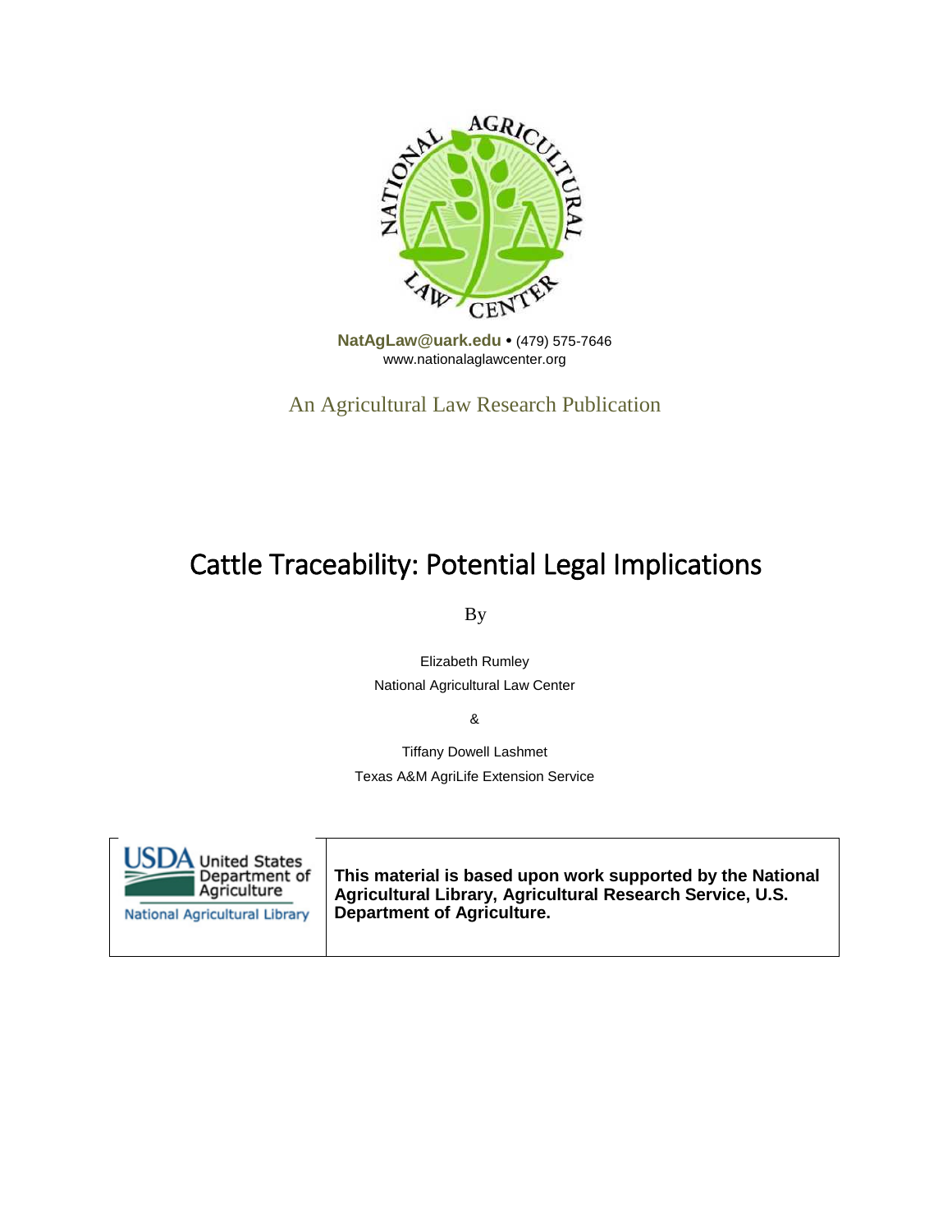NatAgLaw@uark.edu • (479) 575-7646
www.nationalaglawcenter.org

An Agricultural Law Research Publication

# Cattle Traceability: Potential Legal Implications

By

Elizabeth Rumley
National Agricultural Law Center

&

Tiffany Dowell Lashmet
Texas A&M AgriLife Extension Service

USDA United States Department of Agriculture
National Agricultural Library

**This material is based upon work supported by the National Agricultural Library, Agricultural Research Service, U.S. Department of Agriculture.**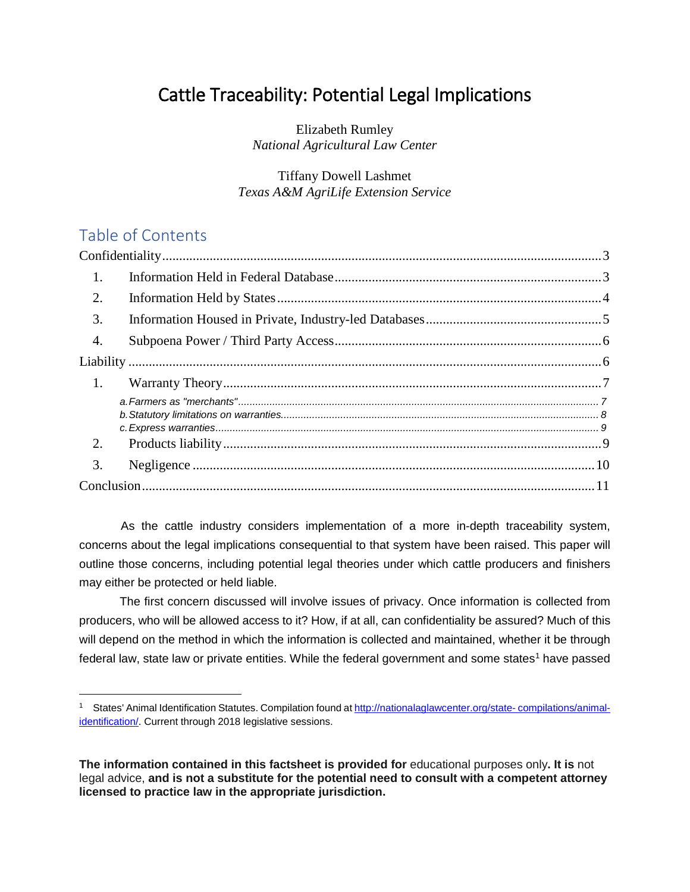# Cattle Traceability: Potential Legal Implications

Elizabeth Rumley
*National Agricultural Law Center*

Tiffany Dowell Lashmet
*Texas A&M AgriLife Extension Service*

## Table of Contents

Confidentiality ........ 3
1. Information Held in Federal Database ........ 3
2. Information Held by States ........ 4
3. Information Housed in Private, Industry-led Databases ........ 5
4. Subpoena Power / Third Party Access ........ 6

Liability ........ 6
1. Warranty Theory ........ 7
   a. Farmers as "merchants" ........ 7
   b. Statutory limitations on warranties ........ 8
   c. Express warranties ........ 9
2. Products liability ........ 9
3. Negligence ........ 10

Conclusion ........ 11

As the cattle industry considers implementation of a more in-depth traceability system, concerns about the legal implications consequential to that system have been raised. This paper will outline those concerns, including potential legal theories under which cattle producers and finishers may either be protected or held liable.

The first concern discussed will involve issues of privacy. Once information is collected from producers, who will be allowed access to it? How, if at all, can confidentiality be assured? Much of this will depend on the method in which the information is collected and maintained, whether it be through federal law, state law or private entities. While the federal government and some states[1] have passed

[1] States' Animal Identification Statutes. Compilation found at http://nationalaglawcenter.org/state- compilations/animal-identification/. Current through 2018 legislative sessions.

**The information contained in this factsheet is provided for** educational purposes only**. It is** not legal advice, **and is not a substitute for the potential need to consult with a competent attorney licensed to practice law in the appropriate jurisdiction.**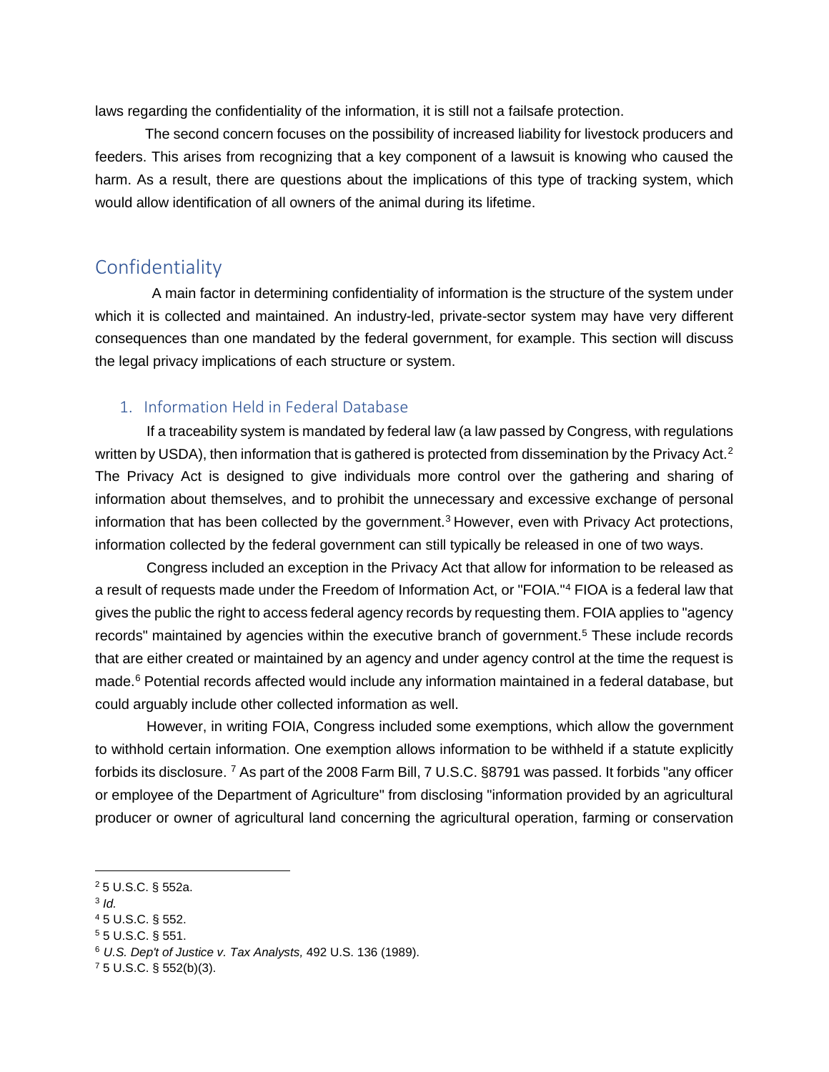laws regarding the confidentiality of the information, it is still not a failsafe protection.

The second concern focuses on the possibility of increased liability for livestock producers and feeders. This arises from recognizing that a key component of a lawsuit is knowing who caused the harm. As a result, there are questions about the implications of this type of tracking system, which would allow identification of all owners of the animal during its lifetime.

## Confidentiality

A main factor in determining confidentiality of information is the structure of the system under which it is collected and maintained. An industry-led, private-sector system may have very different consequences than one mandated by the federal government, for example. This section will discuss the legal privacy implications of each structure or system.

### 1. Information Held in Federal Database

If a traceability system is mandated by federal law (a law passed by Congress, with regulations written by USDA), then information that is gathered is protected from dissemination by the Privacy Act.[2] The Privacy Act is designed to give individuals more control over the gathering and sharing of information about themselves, and to prohibit the unnecessary and excessive exchange of personal information that has been collected by the government.[3] However, even with Privacy Act protections, information collected by the federal government can still typically be released in one of two ways.

Congress included an exception in the Privacy Act that allow for information to be released as a result of requests made under the Freedom of Information Act, or "FOIA."[4] FIOA is a federal law that gives the public the right to access federal agency records by requesting them. FOIA applies to "agency records" maintained by agencies within the executive branch of government.[5] These include records that are either created or maintained by an agency and under agency control at the time the request is made.[6] Potential records affected would include any information maintained in a federal database, but could arguably include other collected information as well.

However, in writing FOIA, Congress included some exemptions, which allow the government to withhold certain information. One exemption allows information to be withheld if a statute explicitly forbids its disclosure. [7] As part of the 2008 Farm Bill, 7 U.S.C. §8791 was passed. It forbids "any officer or employee of the Department of Agriculture" from disclosing "information provided by an agricultural producer or owner of agricultural land concerning the agricultural operation, farming or conservation

---

[2] 5 U.S.C. § 552a.

[3] *Id.*

[4] 5 U.S.C. § 552.

[5] 5 U.S.C. § 551.

[6] *U.S. Dep't of Justice v. Tax Analysts,* 492 U.S. 136 (1989).

[7] 5 U.S.C. § 552(b)(3).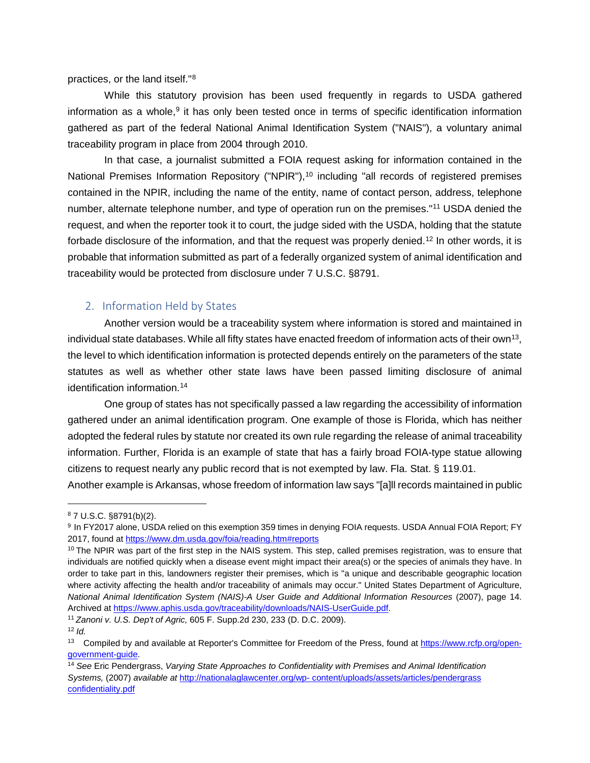practices, or the land itself."[8]

While this statutory provision has been used frequently in regards to USDA gathered information as a whole,[9] it has only been tested once in terms of specific identification information gathered as part of the federal National Animal Identification System ("NAIS"), a voluntary animal traceability program in place from 2004 through 2010.

In that case, a journalist submitted a FOIA request asking for information contained in the National Premises Information Repository ("NPIR"),[10] including "all records of registered premises contained in the NPIR, including the name of the entity, name of contact person, address, telephone number, alternate telephone number, and type of operation run on the premises."[11] USDA denied the request, and when the reporter took it to court, the judge sided with the USDA, holding that the statute forbade disclosure of the information, and that the request was properly denied.[12] In other words, it is probable that information submitted as part of a federally organized system of animal identification and traceability would be protected from disclosure under 7 U.S.C. §8791.

## 2. Information Held by States

Another version would be a traceability system where information is stored and maintained in individual state databases. While all fifty states have enacted freedom of information acts of their own[13], the level to which identification information is protected depends entirely on the parameters of the state statutes as well as whether other state laws have been passed limiting disclosure of animal identification information.[14]

One group of states has not specifically passed a law regarding the accessibility of information gathered under an animal identification program. One example of those is Florida, which has neither adopted the federal rules by statute nor created its own rule regarding the release of animal traceability information. Further, Florida is an example of state that has a fairly broad FOIA-type statue allowing citizens to request nearly any public record that is not exempted by law. Fla. Stat. § 119.01.

Another example is Arkansas, whose freedom of information law says "[a]ll records maintained in public

---

[8] 7 U.S.C. §8791(b)(2).

[9] In FY2017 alone, USDA relied on this exemption 359 times in denying FOIA requests. USDA Annual FOIA Report; FY 2017, found at https://www.dm.usda.gov/foia/reading.htm#reports

[10] The NPIR was part of the first step in the NAIS system. This step, called premises registration, was to ensure that individuals are notified quickly when a disease event might impact their area(s) or the species of animals they have. In order to take part in this, landowners register their premises, which is "a unique and describable geographic location where activity affecting the health and/or traceability of animals may occur." United States Department of Agriculture, *National Animal Identification System (NAIS)-A User Guide and Additional Information Resources* (2007), page 14. Archived at https://www.aphis.usda.gov/traceability/downloads/NAIS-UserGuide.pdf.

[11] *Zanoni v. U.S. Dep't of Agric,* 605 F. Supp.2d 230, 233 (D. D.C. 2009).

[12] *Id.*

[13] Compiled by and available at Reporter's Committee for Freedom of the Press, found at https://www.rcfp.org/open-government-guide.

[14] *See* Eric Pendergrass, *Varying State Approaches to Confidentiality with Premises and Animal Identification Systems,* (2007) *available at* http://nationalaglawcenter.org/wp- content/uploads/assets/articles/pendergrass confidentiality.pdf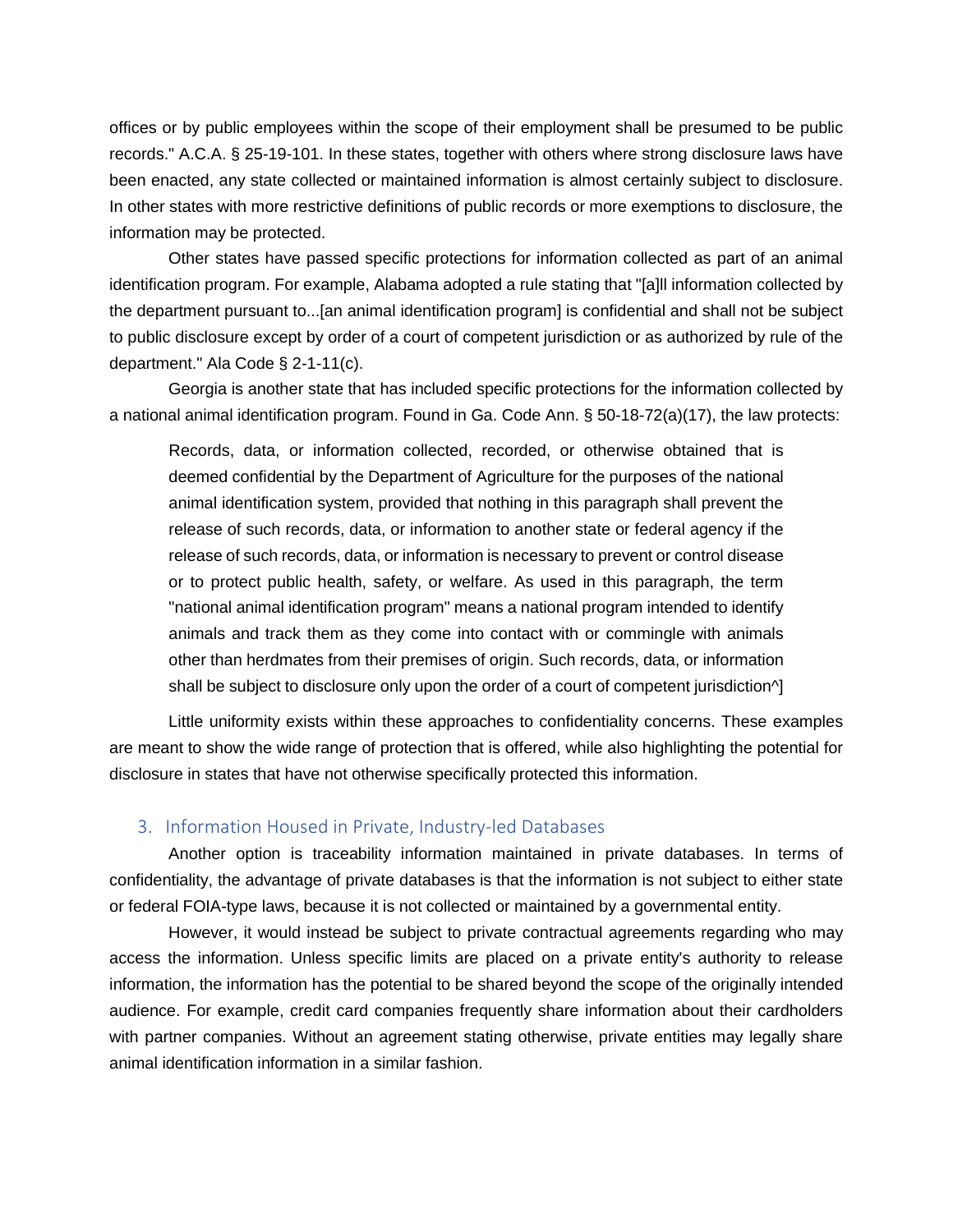offices or by public employees within the scope of their employment shall be presumed to be public records." A.C.A. § 25-19-101. In these states, together with others where strong disclosure laws have been enacted, any state collected or maintained information is almost certainly subject to disclosure. In other states with more restrictive definitions of public records or more exemptions to disclosure, the information may be protected.

Other states have passed specific protections for information collected as part of an animal identification program. For example, Alabama adopted a rule stating that "[a]ll information collected by the department pursuant to...[an animal identification program] is confidential and shall not be subject to public disclosure except by order of a court of competent jurisdiction or as authorized by rule of the department." Ala Code § 2-1-11(c).

Georgia is another state that has included specific protections for the information collected by a national animal identification program. Found in Ga. Code Ann. § 50-18-72(a)(17), the law protects:

> Records, data, or information collected, recorded, or otherwise obtained that is deemed confidential by the Department of Agriculture for the purposes of the national animal identification system, provided that nothing in this paragraph shall prevent the release of such records, data, or information to another state or federal agency if the release of such records, data, or information is necessary to prevent or control disease or to protect public health, safety, or welfare. As used in this paragraph, the term "national animal identification program" means a national program intended to identify animals and track them as they come into contact with or commingle with animals other than herdmates from their premises of origin. Such records, data, or information shall be subject to disclosure only upon the order of a court of competent jurisdiction^]

Little uniformity exists within these approaches to confidentiality concerns. These examples are meant to show the wide range of protection that is offered, while also highlighting the potential for disclosure in states that have not otherwise specifically protected this information.

### 3. Information Housed in Private, Industry-led Databases

Another option is traceability information maintained in private databases. In terms of confidentiality, the advantage of private databases is that the information is not subject to either state or federal FOIA-type laws, because it is not collected or maintained by a governmental entity.

However, it would instead be subject to private contractual agreements regarding who may access the information. Unless specific limits are placed on a private entity's authority to release information, the information has the potential to be shared beyond the scope of the originally intended audience. For example, credit card companies frequently share information about their cardholders with partner companies. Without an agreement stating otherwise, private entities may legally share animal identification information in a similar fashion.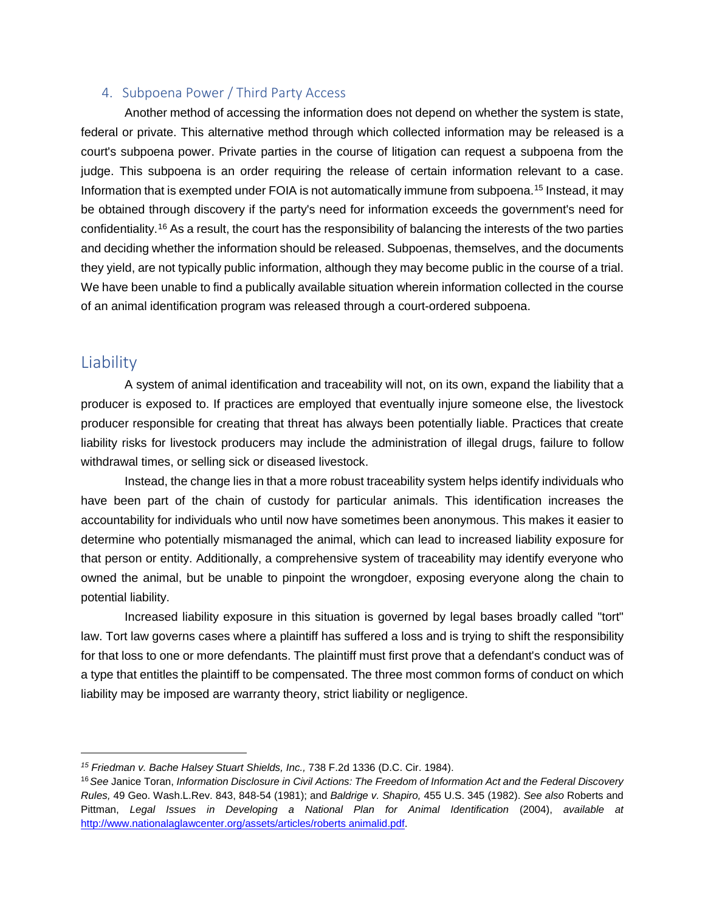### 4. Subpoena Power / Third Party Access

Another method of accessing the information does not depend on whether the system is state, federal or private. This alternative method through which collected information may be released is a court's subpoena power. Private parties in the course of litigation can request a subpoena from the judge. This subpoena is an order requiring the release of certain information relevant to a case. Information that is exempted under FOIA is not automatically immune from subpoena.[15] Instead, it may be obtained through discovery if the party's need for information exceeds the government's need for confidentiality.[16] As a result, the court has the responsibility of balancing the interests of the two parties and deciding whether the information should be released. Subpoenas, themselves, and the documents they yield, are not typically public information, although they may become public in the course of a trial. We have been unable to find a publically available situation wherein information collected in the course of an animal identification program was released through a court-ordered subpoena.

## Liability

A system of animal identification and traceability will not, on its own, expand the liability that a producer is exposed to. If practices are employed that eventually injure someone else, the livestock producer responsible for creating that threat has always been potentially liable. Practices that create liability risks for livestock producers may include the administration of illegal drugs, failure to follow withdrawal times, or selling sick or diseased livestock.

Instead, the change lies in that a more robust traceability system helps identify individuals who have been part of the chain of custody for particular animals. This identification increases the accountability for individuals who until now have sometimes been anonymous. This makes it easier to determine who potentially mismanaged the animal, which can lead to increased liability exposure for that person or entity. Additionally, a comprehensive system of traceability may identify everyone who owned the animal, but be unable to pinpoint the wrongdoer, exposing everyone along the chain to potential liability.

Increased liability exposure in this situation is governed by legal bases broadly called "tort" law. Tort law governs cases where a plaintiff has suffered a loss and is trying to shift the responsibility for that loss to one or more defendants. The plaintiff must first prove that a defendant's conduct was of a type that entitles the plaintiff to be compensated. The three most common forms of conduct on which liability may be imposed are warranty theory, strict liability or negligence.

---

[15] *Friedman v. Bache Halsey Stuart Shields, Inc.,* 738 F.2d 1336 (D.C. Cir. 1984).

[16] *See* Janice Toran, *Information Disclosure in Civil Actions: The Freedom of Information Act and the Federal Discovery Rules,* 49 Geo. Wash.L.Rev. 843, 848-54 (1981); and *Baldrige v. Shapiro,* 455 U.S. 345 (1982). *See also* Roberts and Pittman, *Legal Issues in Developing a National Plan for Animal Identification* (2004), *available at* http://www.nationalaglawcenter.org/assets/articles/roberts animalid.pdf.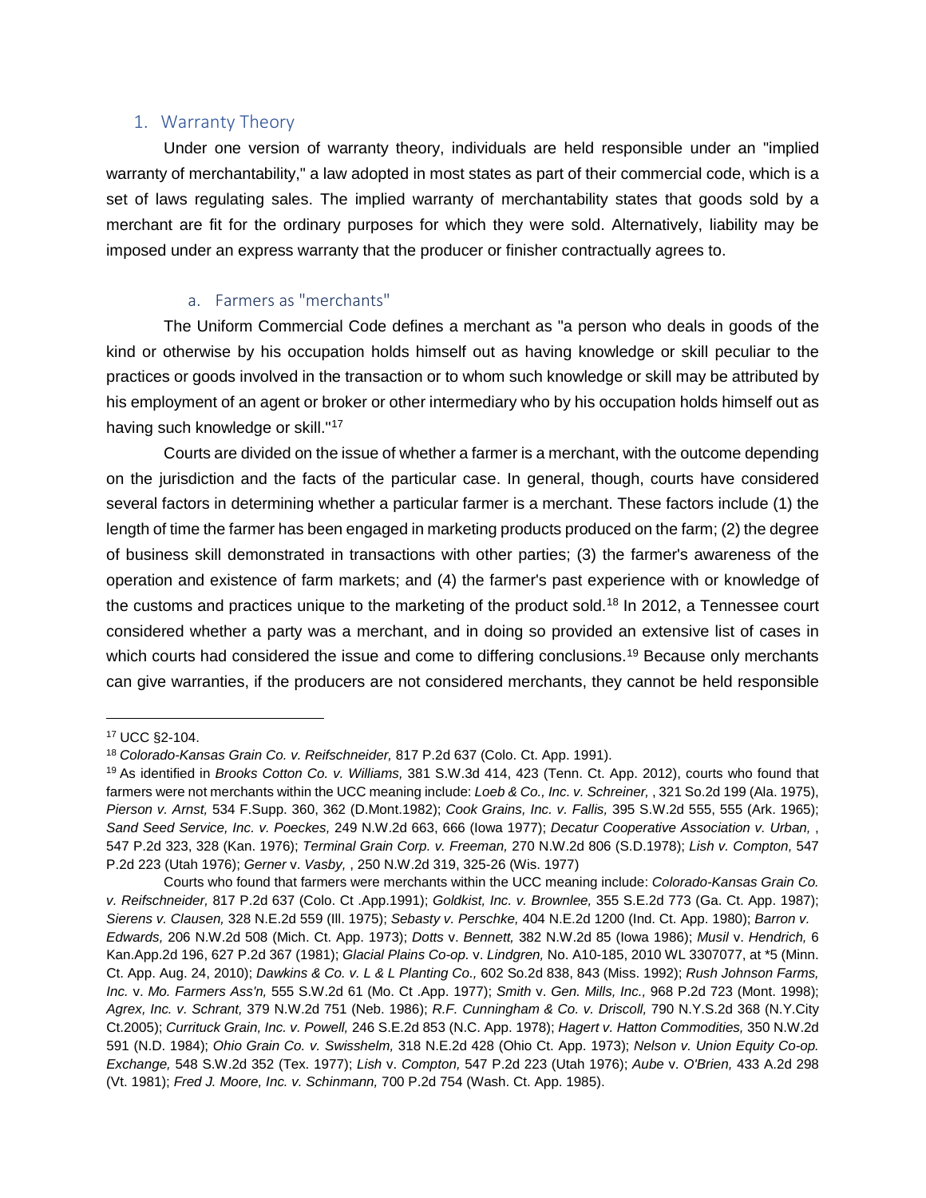## 1. Warranty Theory

Under one version of warranty theory, individuals are held responsible under an "implied warranty of merchantability," a law adopted in most states as part of their commercial code, which is a set of laws regulating sales. The implied warranty of merchantability states that goods sold by a merchant are fit for the ordinary purposes for which they were sold. Alternatively, liability may be imposed under an express warranty that the producer or finisher contractually agrees to.

### a. Farmers as "merchants"

The Uniform Commercial Code defines a merchant as "a person who deals in goods of the kind or otherwise by his occupation holds himself out as having knowledge or skill peculiar to the practices or goods involved in the transaction or to whom such knowledge or skill may be attributed by his employment of an agent or broker or other intermediary who by his occupation holds himself out as having such knowledge or skill."[17]

Courts are divided on the issue of whether a farmer is a merchant, with the outcome depending on the jurisdiction and the facts of the particular case. In general, though, courts have considered several factors in determining whether a particular farmer is a merchant. These factors include (1) the length of time the farmer has been engaged in marketing products produced on the farm; (2) the degree of business skill demonstrated in transactions with other parties; (3) the farmer's awareness of the operation and existence of farm markets; and (4) the farmer's past experience with or knowledge of the customs and practices unique to the marketing of the product sold.[18] In 2012, a Tennessee court considered whether a party was a merchant, and in doing so provided an extensive list of cases in which courts had considered the issue and come to differing conclusions.[19] Because only merchants can give warranties, if the producers are not considered merchants, they cannot be held responsible

---

[17] UCC §2-104.

[18] *Colorado-Kansas Grain Co. v. Reifschneider,* 817 P.2d 637 (Colo. Ct. App. 1991).

[19] As identified in *Brooks Cotton Co. v. Williams,* 381 S.W.3d 414, 423 (Tenn. Ct. App. 2012), courts who found that farmers were not merchants within the UCC meaning include: *Loeb & Co., Inc. v. Schreiner,* , 321 So.2d 199 (Ala. 1975), *Pierson v. Arnst,* 534 F.Supp. 360, 362 (D.Mont.1982); *Cook Grains, Inc. v. Fallis,* 395 S.W.2d 555, 555 (Ark. 1965); *Sand Seed Service, Inc. v. Poeckes,* 249 N.W.2d 663, 666 (Iowa 1977); *Decatur Cooperative Association v. Urban,* , 547 P.2d 323, 328 (Kan. 1976); *Terminal Grain Corp. v. Freeman,* 270 N.W.2d 806 (S.D.1978); *Lish v. Compton,* 547 P.2d 223 (Utah 1976); *Gerner* v. *Vasby,* , 250 N.W.2d 319, 325-26 (Wis. 1977)

Courts who found that farmers were merchants within the UCC meaning include: *Colorado-Kansas Grain Co. v. Reifschneider,* 817 P.2d 637 (Colo. Ct .App.1991); *Goldkist, Inc. v. Brownlee,* 355 S.E.2d 773 (Ga. Ct. App. 1987); *Sierens v. Clausen,* 328 N.E.2d 559 (Ill. 1975); *Sebasty v. Perschke,* 404 N.E.2d 1200 (Ind. Ct. App. 1980); *Barron v. Edwards,* 206 N.W.2d 508 (Mich. Ct. App. 1973); *Dotts* v. *Bennett,* 382 N.W.2d 85 (Iowa 1986); *Musil* v. *Hendrich,* 6 Kan.App.2d 196, 627 P.2d 367 (1981); *Glacial Plains Co-op.* v. *Lindgren,* No. A10-185, 2010 WL 3307077, at *5 (Minn. Ct. App. Aug. 24, 2010); *Dawkins & Co. v. L & L Planting Co.,* 602 So.2d 838, 843 (Miss. 1992); *Rush Johnson Farms, Inc.* v. *Mo. Farmers Ass'n,* 555 S.W.2d 61 (Mo. Ct .App. 1977); *Smith* v. *Gen. Mills, Inc.,* 968 P.2d 723 (Mont. 1998); *Agrex, Inc. v. Schrant,* 379 N.W.2d 751 (Neb. 1986); *R.F. Cunningham & Co. v. Driscoll,* 790 N.Y.S.2d 368 (N.Y.City Ct.2005); *Currituck Grain, Inc. v. Powell,* 246 S.E.2d 853 (N.C. App. 1978); *Hagert v. Hatton Commodities,* 350 N.W.2d 591 (N.D. 1984); *Ohio Grain Co. v. Swisshelm,* 318 N.E.2d 428 (Ohio Ct. App. 1973); *Nelson v. Union Equity Co-op. Exchange,* 548 S.W.2d 352 (Tex. 1977); *Lish* v. *Compton,* 547 P.2d 223 (Utah 1976); *Aube* v. *O'Brien,* 433 A.2d 298 (Vt. 1981); *Fred J. Moore, Inc. v. Schinmann,* 700 P.2d 754 (Wash. Ct. App. 1985).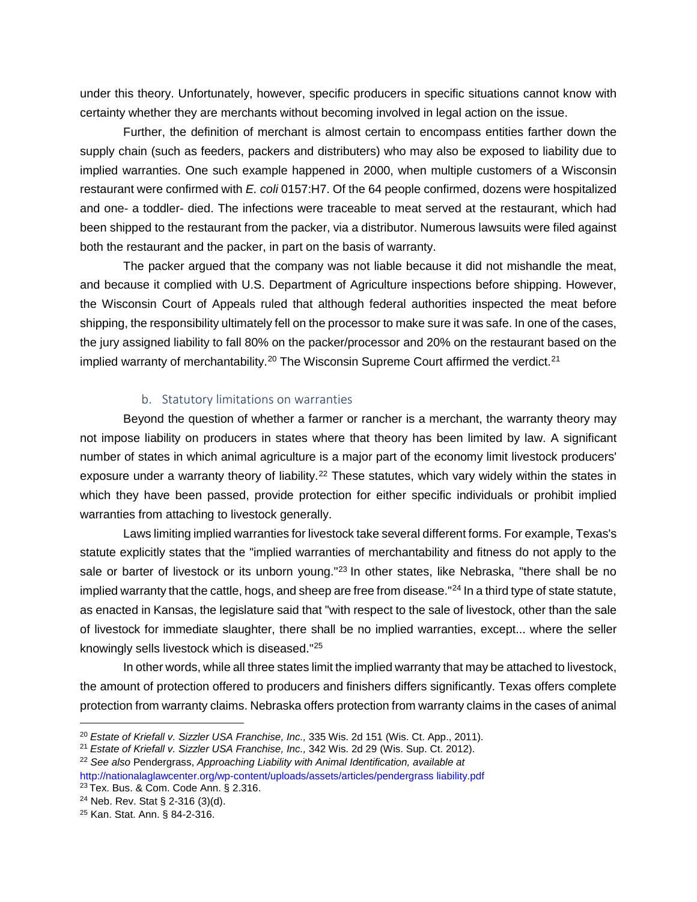under this theory. Unfortunately, however, specific producers in specific situations cannot know with certainty whether they are merchants without becoming involved in legal action on the issue.

Further, the definition of merchant is almost certain to encompass entities farther down the supply chain (such as feeders, packers and distributers) who may also be exposed to liability due to implied warranties. One such example happened in 2000, when multiple customers of a Wisconsin restaurant were confirmed with *E. coli* 0157:H7. Of the 64 people confirmed, dozens were hospitalized and one- a toddler- died. The infections were traceable to meat served at the restaurant, which had been shipped to the restaurant from the packer, via a distributor. Numerous lawsuits were filed against both the restaurant and the packer, in part on the basis of warranty.

The packer argued that the company was not liable because it did not mishandle the meat, and because it complied with U.S. Department of Agriculture inspections before shipping. However, the Wisconsin Court of Appeals ruled that although federal authorities inspected the meat before shipping, the responsibility ultimately fell on the processor to make sure it was safe. In one of the cases, the jury assigned liability to fall 80% on the packer/processor and 20% on the restaurant based on the implied warranty of merchantability.[20] The Wisconsin Supreme Court affirmed the verdict.[21]

### b. Statutory limitations on warranties

Beyond the question of whether a farmer or rancher is a merchant, the warranty theory may not impose liability on producers in states where that theory has been limited by law. A significant number of states in which animal agriculture is a major part of the economy limit livestock producers' exposure under a warranty theory of liability.[22] These statutes, which vary widely within the states in which they have been passed, provide protection for either specific individuals or prohibit implied warranties from attaching to livestock generally.

Laws limiting implied warranties for livestock take several different forms. For example, Texas's statute explicitly states that the "implied warranties of merchantability and fitness do not apply to the sale or barter of livestock or its unborn young."[23] In other states, like Nebraska, "there shall be no implied warranty that the cattle, hogs, and sheep are free from disease."[24] In a third type of state statute, as enacted in Kansas, the legislature said that "with respect to the sale of livestock, other than the sale of livestock for immediate slaughter, there shall be no implied warranties, except... where the seller knowingly sells livestock which is diseased."[25]

In other words, while all three states limit the implied warranty that may be attached to livestock, the amount of protection offered to producers and finishers differs significantly. Texas offers complete protection from warranty claims. Nebraska offers protection from warranty claims in the cases of animal

---

[20] *Estate of Kriefall v. Sizzler USA Franchise, Inc.,* 335 Wis. 2d 151 (Wis. Ct. App., 2011).

[21] *Estate of Kriefall v. Sizzler USA Franchise, Inc.,* 342 Wis. 2d 29 (Wis. Sup. Ct. 2012).

[22] *See also* Pendergrass, *Approaching Liability with Animal Identification, available at* http://nationalaglawcenter.org/wp-content/uploads/assets/articles/pendergrass liability.pdf

[23] Tex. Bus. & Com. Code Ann. § 2.316.

[24] Neb. Rev. Stat § 2-316 (3)(d).

[25] Kan. Stat. Ann. § 84-2-316.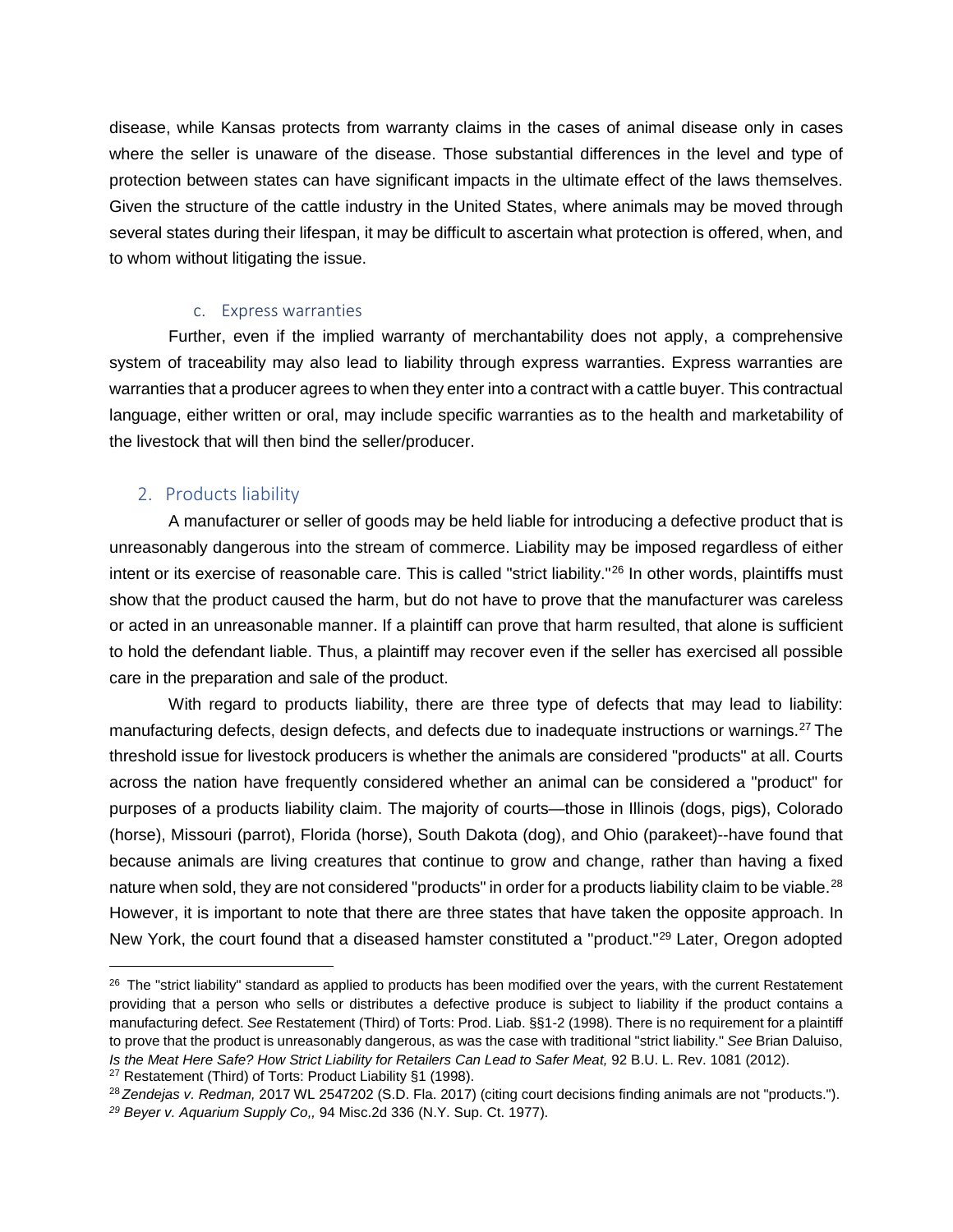disease, while Kansas protects from warranty claims in the cases of animal disease only in cases where the seller is unaware of the disease. Those substantial differences in the level and type of protection between states can have significant impacts in the ultimate effect of the laws themselves. Given the structure of the cattle industry in the United States, where animals may be moved through several states during their lifespan, it may be difficult to ascertain what protection is offered, when, and to whom without litigating the issue.

#### c. Express warranties

Further, even if the implied warranty of merchantability does not apply, a comprehensive system of traceability may also lead to liability through express warranties. Express warranties are warranties that a producer agrees to when they enter into a contract with a cattle buyer. This contractual language, either written or oral, may include specific warranties as to the health and marketability of the livestock that will then bind the seller/producer.

### 2. Products liability

A manufacturer or seller of goods may be held liable for introducing a defective product that is unreasonably dangerous into the stream of commerce. Liability may be imposed regardless of either intent or its exercise of reasonable care. This is called "strict liability."[26] In other words, plaintiffs must show that the product caused the harm, but do not have to prove that the manufacturer was careless or acted in an unreasonable manner. If a plaintiff can prove that harm resulted, that alone is sufficient to hold the defendant liable. Thus, a plaintiff may recover even if the seller has exercised all possible care in the preparation and sale of the product.

With regard to products liability, there are three type of defects that may lead to liability: manufacturing defects, design defects, and defects due to inadequate instructions or warnings.[27] The threshold issue for livestock producers is whether the animals are considered "products" at all. Courts across the nation have frequently considered whether an animal can be considered a "product" for purposes of a products liability claim. The majority of courts—those in Illinois (dogs, pigs), Colorado (horse), Missouri (parrot), Florida (horse), South Dakota (dog), and Ohio (parakeet)--have found that because animals are living creatures that continue to grow and change, rather than having a fixed nature when sold, they are not considered "products" in order for a products liability claim to be viable.[28] However, it is important to note that there are three states that have taken the opposite approach. In New York, the court found that a diseased hamster constituted a "product."[29] Later, Oregon adopted

---

[26] The "strict liability" standard as applied to products has been modified over the years, with the current Restatement providing that a person who sells or distributes a defective produce is subject to liability if the product contains a manufacturing defect. *See* Restatement (Third) of Torts: Prod. Liab. §§1-2 (1998). There is no requirement for a plaintiff to prove that the product is unreasonably dangerous, as was the case with traditional "strict liability." *See* Brian Daluiso, *Is the Meat Here Safe? How Strict Liability for Retailers Can Lead to Safer Meat,* 92 B.U. L. Rev. 1081 (2012).

[27] Restatement (Third) of Torts: Product Liability §1 (1998).

[28] *Zendejas v. Redman,* 2017 WL 2547202 (S.D. Fla. 2017) (citing court decisions finding animals are not "products.").

[29] *Beyer v. Aquarium Supply Co,,* 94 Misc.2d 336 (N.Y. Sup. Ct. 1977).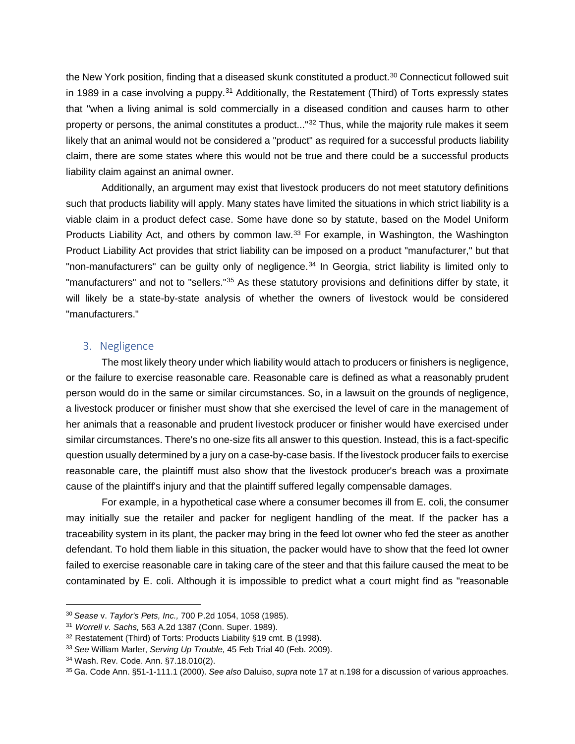the New York position, finding that a diseased skunk constituted a product.[30] Connecticut followed suit in 1989 in a case involving a puppy.[31] Additionally, the Restatement (Third) of Torts expressly states that "when a living animal is sold commercially in a diseased condition and causes harm to other property or persons, the animal constitutes a product..."[32] Thus, while the majority rule makes it seem likely that an animal would not be considered a "product" as required for a successful products liability claim, there are some states where this would not be true and there could be a successful products liability claim against an animal owner.

Additionally, an argument may exist that livestock producers do not meet statutory definitions such that products liability will apply. Many states have limited the situations in which strict liability is a viable claim in a product defect case. Some have done so by statute, based on the Model Uniform Products Liability Act, and others by common law.[33] For example, in Washington, the Washington Product Liability Act provides that strict liability can be imposed on a product "manufacturer," but that "non-manufacturers" can be guilty only of negligence.[34] In Georgia, strict liability is limited only to "manufacturers" and not to "sellers."[35] As these statutory provisions and definitions differ by state, it will likely be a state-by-state analysis of whether the owners of livestock would be considered "manufacturers."

## 3. Negligence

The most likely theory under which liability would attach to producers or finishers is negligence, or the failure to exercise reasonable care. Reasonable care is defined as what a reasonably prudent person would do in the same or similar circumstances. So, in a lawsuit on the grounds of negligence, a livestock producer or finisher must show that she exercised the level of care in the management of her animals that a reasonable and prudent livestock producer or finisher would have exercised under similar circumstances. There's no one-size fits all answer to this question. Instead, this is a fact-specific question usually determined by a jury on a case-by-case basis. If the livestock producer fails to exercise reasonable care, the plaintiff must also show that the livestock producer's breach was a proximate cause of the plaintiff's injury and that the plaintiff suffered legally compensable damages.

For example, in a hypothetical case where a consumer becomes ill from E. coli, the consumer may initially sue the retailer and packer for negligent handling of the meat. If the packer has a traceability system in its plant, the packer may bring in the feed lot owner who fed the steer as another defendant. To hold them liable in this situation, the packer would have to show that the feed lot owner failed to exercise reasonable care in taking care of the steer and that this failure caused the meat to be contaminated by E. coli. Although it is impossible to predict what a court might find as "reasonable

---

[30] *Sease* v. *Taylor's Pets, Inc.,* 700 P.2d 1054, 1058 (1985).

[31] *Worrell v. Sachs,* 563 A.2d 1387 (Conn. Super. 1989).

[32] Restatement (Third) of Torts: Products Liability §19 cmt. B (1998).

[33] *See* William Marler, *Serving Up Trouble,* 45 Feb Trial 40 (Feb. 2009).

[34] Wash. Rev. Code. Ann. §7.18.010(2).

[35] Ga. Code Ann. §51-1-111.1 (2000). *See also* Daluiso, *supra* note 17 at n.198 for a discussion of various approaches.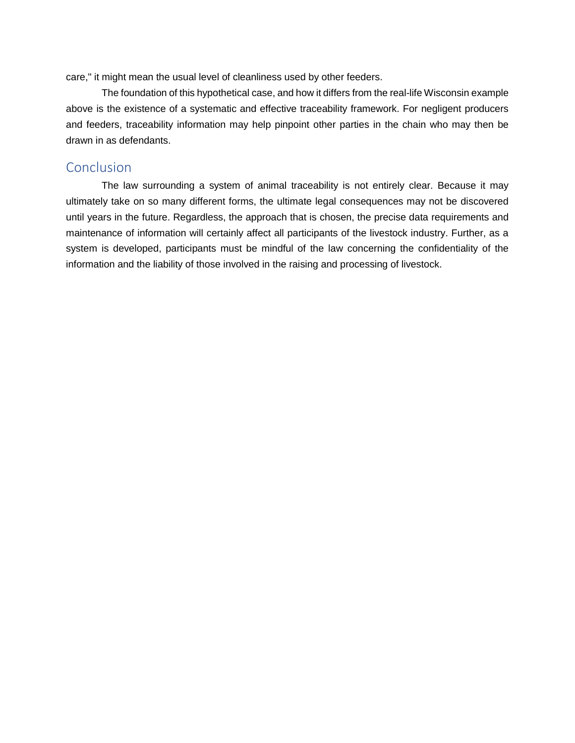care," it might mean the usual level of cleanliness used by other feeders.

The foundation of this hypothetical case, and how it differs from the real-life Wisconsin example above is the existence of a systematic and effective traceability framework. For negligent producers and feeders, traceability information may help pinpoint other parties in the chain who may then be drawn in as defendants.

## Conclusion

The law surrounding a system of animal traceability is not entirely clear. Because it may ultimately take on so many different forms, the ultimate legal consequences may not be discovered until years in the future. Regardless, the approach that is chosen, the precise data requirements and maintenance of information will certainly affect all participants of the livestock industry. Further, as a system is developed, participants must be mindful of the law concerning the confidentiality of the information and the liability of those involved in the raising and processing of livestock.